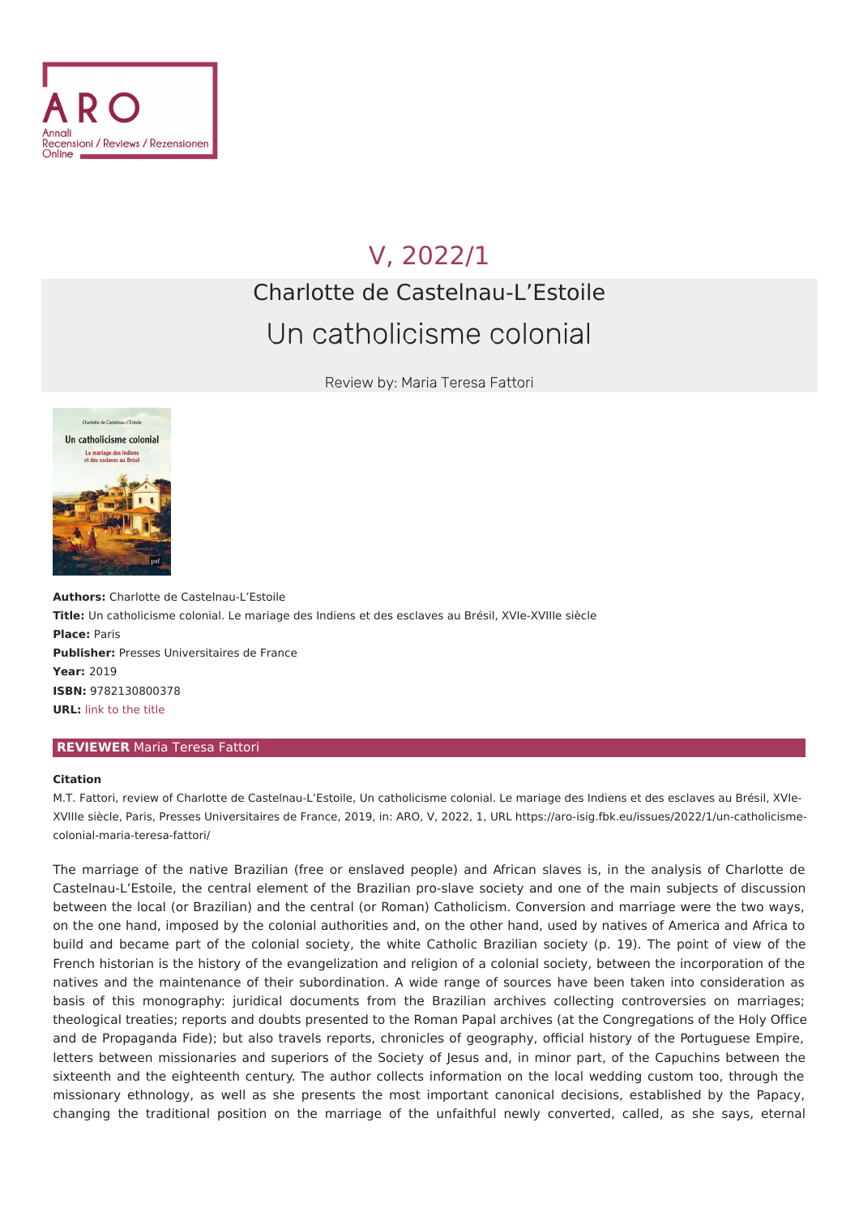V, 2022/1

# Charlotte de Castelnau-L'Estoile

## Un catholicisme colonial

Review by: Maria Teresa Fattori

**Authors:** Charlotte de Castelnau-L'Estoile
**Title:** Un catholicisme colonial. Le mariage des Indiens et des esclaves au Brésil, XVIe-XVIIIe siècle
**Place:** Paris
**Publisher:** Presses Universitaires de France
**Year:** 2019
**ISBN:** 9782130800378
**URL:** link to the title

**REVIEWER** Maria Teresa Fattori

**Citation**

M.T. Fattori, review of Charlotte de Castelnau-L'Estoile, Un catholicisme colonial. Le mariage des Indiens et des esclaves au Brésil, XVIe-XVIIIe siècle, Paris, Presses Universitaires de France, 2019, in: ARO, V, 2022, 1, URL https://aro-isig.fbk.eu/issues/2022/1/un-catholicisme-colonial-maria-teresa-fattori/

The marriage of the native Brazilian (free or enslaved people) and African slaves is, in the analysis of Charlotte de Castelnau-L'Estoile, the central element of the Brazilian pro-slave society and one of the main subjects of discussion between the local (or Brazilian) and the central (or Roman) Catholicism. Conversion and marriage were the two ways, on the one hand, imposed by the colonial authorities and, on the other hand, used by natives of America and Africa to build and became part of the colonial society, the white Catholic Brazilian society (p. 19). The point of view of the French historian is the history of the evangelization and religion of a colonial society, between the incorporation of the natives and the maintenance of their subordination. A wide range of sources have been taken into consideration as basis of this monography: juridical documents from the Brazilian archives collecting controversies on marriages; theological treaties; reports and doubts presented to the Roman Papal archives (at the Congregations of the Holy Office and de Propaganda Fide); but also travels reports, chronicles of geography, official history of the Portuguese Empire, letters between missionaries and superiors of the Society of Jesus and, in minor part, of the Capuchins between the sixteenth and the eighteenth century. The author collects information on the local wedding custom too, through the missionary ethnology, as well as she presents the most important canonical decisions, established by the Papacy, changing the traditional position on the marriage of the unfaithful newly converted, called, as she says, eternal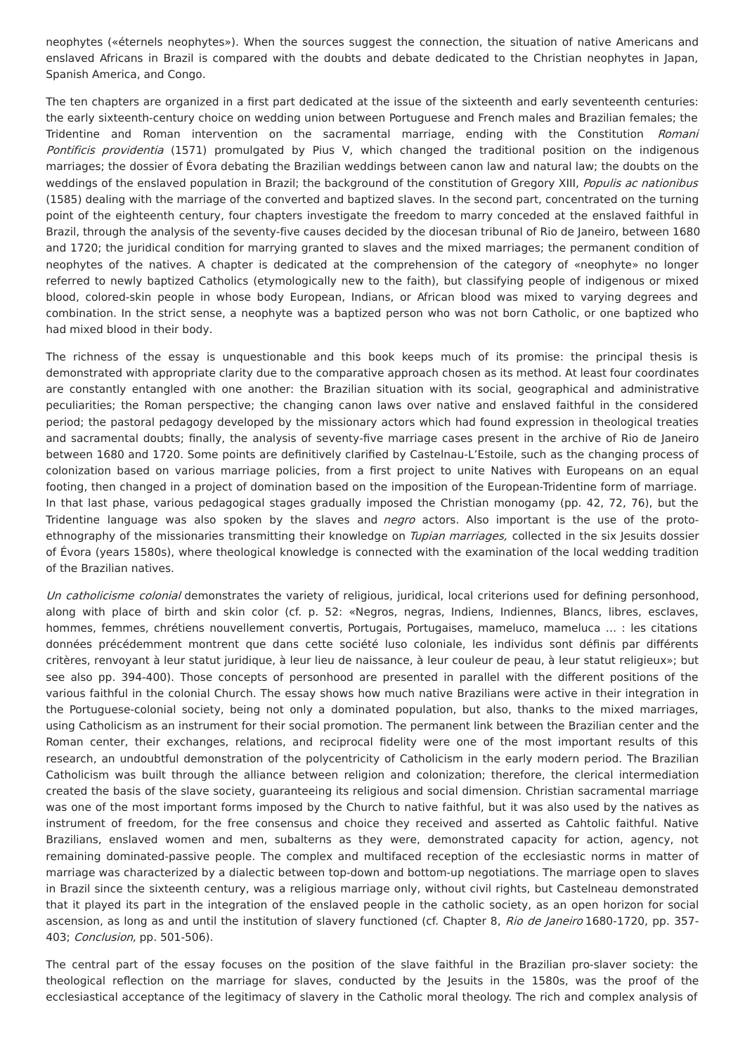neophytes («éternels neophytes»). When the sources suggest the connection, the situation of native Americans and enslaved Africans in Brazil is compared with the doubts and debate dedicated to the Christian neophytes in Japan, Spanish America, and Congo.

The ten chapters are organized in a first part dedicated at the issue of the sixteenth and early seventeenth centuries: the early sixteenth-century choice on wedding union between Portuguese and French males and Brazilian females; the Tridentine and Roman intervention on the sacramental marriage, ending with the Constitution *Romani Pontificis providentia* (1571) promulgated by Pius V, which changed the traditional position on the indigenous marriages; the dossier of Évora debating the Brazilian weddings between canon law and natural law; the doubts on the weddings of the enslaved population in Brazil; the background of the constitution of Gregory XIII, *Populis ac nationibus* (1585) dealing with the marriage of the converted and baptized slaves. In the second part, concentrated on the turning point of the eighteenth century, four chapters investigate the freedom to marry conceded at the enslaved faithful in Brazil, through the analysis of the seventy-five causes decided by the diocesan tribunal of Rio de Janeiro, between 1680 and 1720; the juridical condition for marrying granted to slaves and the mixed marriages; the permanent condition of neophytes of the natives. A chapter is dedicated at the comprehension of the category of «neophyte» no longer referred to newly baptized Catholics (etymologically new to the faith), but classifying people of indigenous or mixed blood, colored-skin people in whose body European, Indians, or African blood was mixed to varying degrees and combination. In the strict sense, a neophyte was a baptized person who was not born Catholic, or one baptized who had mixed blood in their body.

The richness of the essay is unquestionable and this book keeps much of its promise: the principal thesis is demonstrated with appropriate clarity due to the comparative approach chosen as its method. At least four coordinates are constantly entangled with one another: the Brazilian situation with its social, geographical and administrative peculiarities; the Roman perspective; the changing canon laws over native and enslaved faithful in the considered period; the pastoral pedagogy developed by the missionary actors which had found expression in theological treaties and sacramental doubts; finally, the analysis of seventy-five marriage cases present in the archive of Rio de Janeiro between 1680 and 1720. Some points are definitively clarified by Castelnau-L'Estoile, such as the changing process of colonization based on various marriage policies, from a first project to unite Natives with Europeans on an equal footing, then changed in a project of domination based on the imposition of the European-Tridentine form of marriage. In that last phase, various pedagogical stages gradually imposed the Christian monogamy (pp. 42, 72, 76), but the Tridentine language was also spoken by the slaves and *negro* actors. Also important is the use of the proto-ethnography of the missionaries transmitting their knowledge on *Tupian marriages,* collected in the six Jesuits dossier of Évora (years 1580s), where theological knowledge is connected with the examination of the local wedding tradition of the Brazilian natives.

*Un catholicisme colonial* demonstrates the variety of religious, juridical, local criterions used for defining personhood, along with place of birth and skin color (cf. p. 52: «Negros, negras, Indiens, Indiennes, Blancs, libres, esclaves, hommes, femmes, chrétiens nouvellement convertis, Portugais, Portugaises, mameluco, mameluca … : les citations données précédemment montrent que dans cette société luso coloniale, les individus sont définis par différents critères, renvoyant à leur statut juridique, à leur lieu de naissance, à leur couleur de peau, à leur statut religieux»; but see also pp. 394-400). Those concepts of personhood are presented in parallel with the different positions of the various faithful in the colonial Church. The essay shows how much native Brazilians were active in their integration in the Portuguese-colonial society, being not only a dominated population, but also, thanks to the mixed marriages, using Catholicism as an instrument for their social promotion. The permanent link between the Brazilian center and the Roman center, their exchanges, relations, and reciprocal fidelity were one of the most important results of this research, an undoubtful demonstration of the polycentricity of Catholicism in the early modern period. The Brazilian Catholicism was built through the alliance between religion and colonization; therefore, the clerical intermediation created the basis of the slave society, guaranteeing its religious and social dimension. Christian sacramental marriage was one of the most important forms imposed by the Church to native faithful, but it was also used by the natives as instrument of freedom, for the free consensus and choice they received and asserted as Cahtolic faithful. Native Brazilians, enslaved women and men, subalterns as they were, demonstrated capacity for action, agency, not remaining dominated-passive people. The complex and multifaced reception of the ecclesiastic norms in matter of marriage was characterized by a dialectic between top-down and bottom-up negotiations. The marriage open to slaves in Brazil since the sixteenth century, was a religious marriage only, without civil rights, but Castelneau demonstrated that it played its part in the integration of the enslaved people in the catholic society, as an open horizon for social ascension, as long as and until the institution of slavery functioned (cf. Chapter 8, *Rio de Janeiro* 1680-1720, pp. 357-403; *Conclusion*, pp. 501-506).

The central part of the essay focuses on the position of the slave faithful in the Brazilian pro-slaver society: the theological reflection on the marriage for slaves, conducted by the Jesuits in the 1580s, was the proof of the ecclesiastical acceptance of the legitimacy of slavery in the Catholic moral theology. The rich and complex analysis of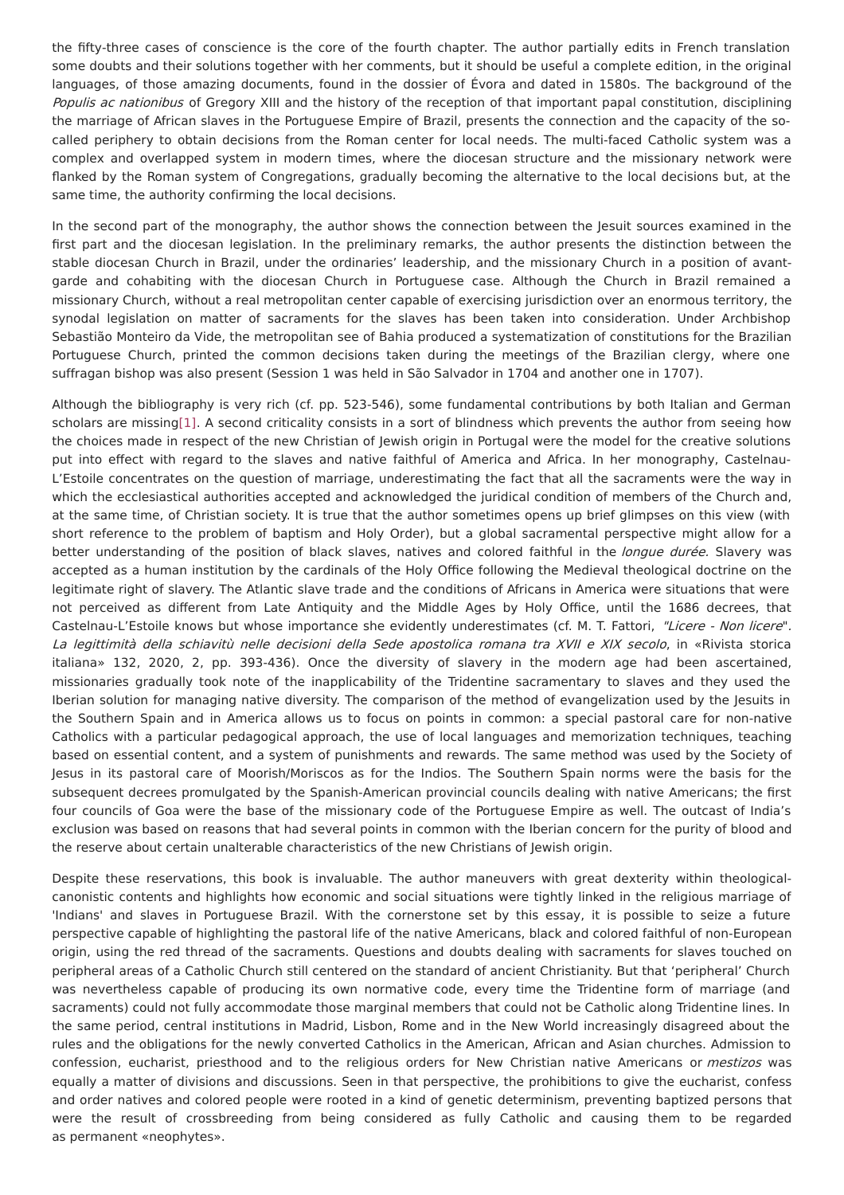the fifty-three cases of conscience is the core of the fourth chapter. The author partially edits in French translation some doubts and their solutions together with her comments, but it should be useful a complete edition, in the original languages, of those amazing documents, found in the dossier of Évora and dated in 1580s. The background of the *Populis ac nationibus* of Gregory XIII and the history of the reception of that important papal constitution, disciplining the marriage of African slaves in the Portuguese Empire of Brazil, presents the connection and the capacity of the so-called periphery to obtain decisions from the Roman center for local needs. The multi-faced Catholic system was a complex and overlapped system in modern times, where the diocesan structure and the missionary network were flanked by the Roman system of Congregations, gradually becoming the alternative to the local decisions but, at the same time, the authority confirming the local decisions.

In the second part of the monography, the author shows the connection between the Jesuit sources examined in the first part and the diocesan legislation. In the preliminary remarks, the author presents the distinction between the stable diocesan Church in Brazil, under the ordinaries' leadership, and the missionary Church in a position of avant-garde and cohabiting with the diocesan Church in Portuguese case. Although the Church in Brazil remained a missionary Church, without a real metropolitan center capable of exercising jurisdiction over an enormous territory, the synodal legislation on matter of sacraments for the slaves has been taken into consideration. Under Archbishop Sebastião Monteiro da Vide, the metropolitan see of Bahia produced a systematization of constitutions for the Brazilian Portuguese Church, printed the common decisions taken during the meetings of the Brazilian clergy, where one suffragan bishop was also present (Session 1 was held in São Salvador in 1704 and another one in 1707).

Although the bibliography is very rich (cf. pp. 523-546), some fundamental contributions by both Italian and German scholars are missing[1]. A second criticality consists in a sort of blindness which prevents the author from seeing how the choices made in respect of the new Christian of Jewish origin in Portugal were the model for the creative solutions put into effect with regard to the slaves and native faithful of America and Africa. In her monography, Castelnau-L'Estoile concentrates on the question of marriage, underestimating the fact that all the sacraments were the way in which the ecclesiastical authorities accepted and acknowledged the juridical condition of members of the Church and, at the same time, of Christian society. It is true that the author sometimes opens up brief glimpses on this view (with short reference to the problem of baptism and Holy Order), but a global sacramental perspective might allow for a better understanding of the position of black slaves, natives and colored faithful in the *longue durée.* Slavery was accepted as a human institution by the cardinals of the Holy Office following the Medieval theological doctrine on the legitimate right of slavery. The Atlantic slave trade and the conditions of Africans in America were situations that were not perceived as different from Late Antiquity and the Middle Ages by Holy Office, until the 1686 decrees, that Castelnau-L'Estoile knows but whose importance she evidently underestimates (cf. M. T. Fattori, *"Licere - Non licere". La legittimità della schiavitù nelle decisioni della Sede apostolica romana tra XVII e XIX secolo*, in «Rivista storica italiana» 132, 2020, 2, pp. 393-436). Once the diversity of slavery in the modern age had been ascertained, missionaries gradually took note of the inapplicability of the Tridentine sacramentary to slaves and they used the Iberian solution for managing native diversity. The comparison of the method of evangelization used by the Jesuits in the Southern Spain and in America allows us to focus on points in common: a special pastoral care for non-native Catholics with a particular pedagogical approach, the use of local languages and memorization techniques, teaching based on essential content, and a system of punishments and rewards. The same method was used by the Society of Jesus in its pastoral care of Moorish/Moriscos as for the Indios. The Southern Spain norms were the basis for the subsequent decrees promulgated by the Spanish-American provincial councils dealing with native Americans; the first four councils of Goa were the base of the missionary code of the Portuguese Empire as well. The outcast of India's exclusion was based on reasons that had several points in common with the Iberian concern for the purity of blood and the reserve about certain unalterable characteristics of the new Christians of Jewish origin.

Despite these reservations, this book is invaluable. The author maneuvers with great dexterity within theological-canonistic contents and highlights how economic and social situations were tightly linked in the religious marriage of 'Indians' and slaves in Portuguese Brazil. With the cornerstone set by this essay, it is possible to seize a future perspective capable of highlighting the pastoral life of the native Americans, black and colored faithful of non-European origin, using the red thread of the sacraments. Questions and doubts dealing with sacraments for slaves touched on peripheral areas of a Catholic Church still centered on the standard of ancient Christianity. But that 'peripheral' Church was nevertheless capable of producing its own normative code, every time the Tridentine form of marriage (and sacraments) could not fully accommodate those marginal members that could not be Catholic along Tridentine lines. In the same period, central institutions in Madrid, Lisbon, Rome and in the New World increasingly disagreed about the rules and the obligations for the newly converted Catholics in the American, African and Asian churches. Admission to confession, eucharist, priesthood and to the religious orders for New Christian native Americans or *mestizos* was equally a matter of divisions and discussions. Seen in that perspective, the prohibitions to give the eucharist, confess and order natives and colored people were rooted in a kind of genetic determinism, preventing baptized persons that were the result of crossbreeding from being considered as fully Catholic and causing them to be regarded as permanent «neophytes».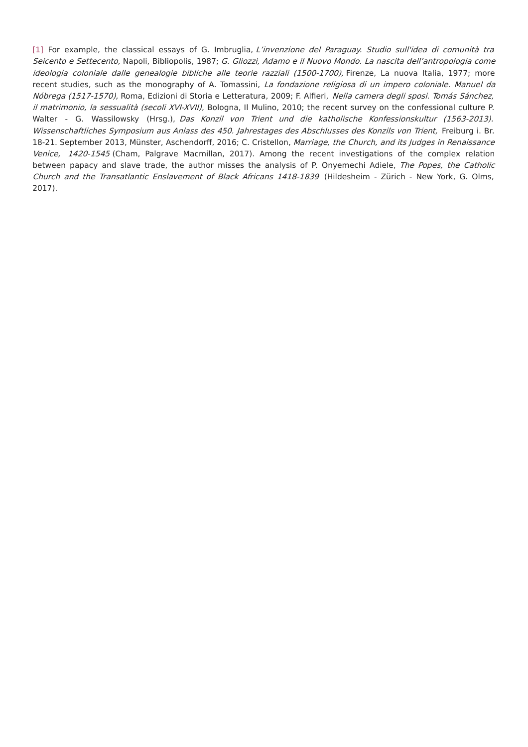[1] For example, the classical essays of G. Imbruglia, *L'invenzione del Paraguay. Studio sull'idea di comunità tra Seicento e Settecento,* Napoli, Bibliopolis, 1987; *G. Gliozzi, Adamo e il Nuovo Mondo. La nascita dell'antropologia come ideologia coloniale dalle genealogie bibliche alle teorie razziali (1500-1700),* Firenze, La nuova Italia, 1977; more recent studies, such as the monography of A. Tomassini, *La fondazione religiosa di un impero coloniale. Manuel da Nóbrega (1517-1570),* Roma, Edizioni di Storia e Letteratura, 2009; F. Alfieri, *Nella camera degli sposi. Tomás Sánchez, il matrimonio, la sessualità (secoli XVI-XVII)*, Bologna, Il Mulino, 2010; the recent survey on the confessional culture P. Walter - G. Wassilowsky (Hrsg.), *Das Konzil von Trient und die katholische Konfessionskultur (1563-2013). Wissenschaftliches Symposium aus Anlass des 450. Jahrestages des Abschlusses des Konzils von Trient,* Freiburg i. Br. 18-21. September 2013, Münster, Aschendorff, 2016; C. Cristellon, *Marriage, the Church, and its Judges in Renaissance Venice, 1420-1545* (Cham, Palgrave Macmillan, 2017). Among the recent investigations of the complex relation between papacy and slave trade, the author misses the analysis of P. Onyemechi Adiele, *The Popes, the Catholic Church and the Transatlantic Enslavement of Black Africans 1418-1839* (Hildesheim - Zürich - New York, G. Olms, 2017).